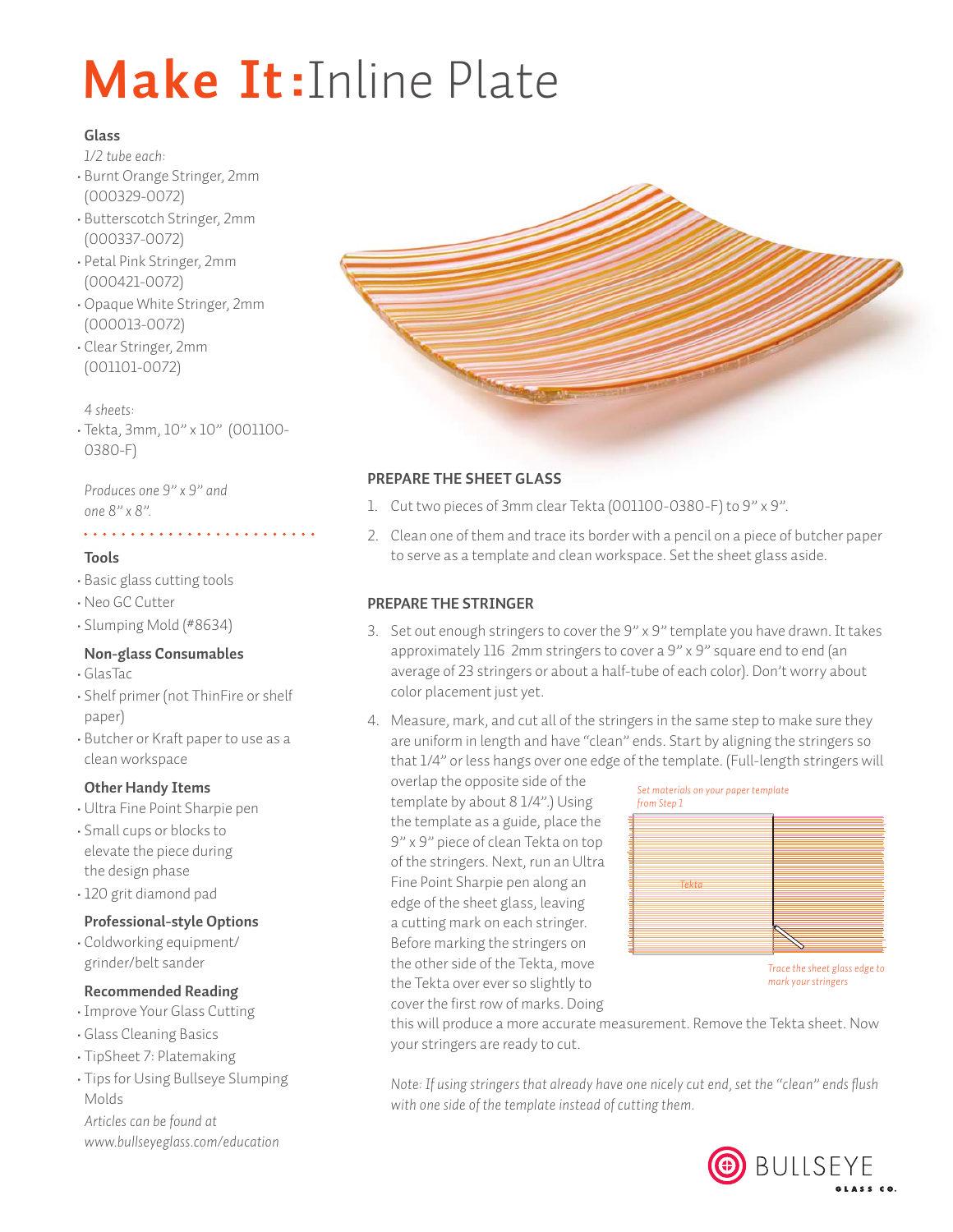# Make It: Inline Plate

### Glass

*1/2 tube each:*

- Burnt Orange Stringer, 2mm (000329-0072)
- Butterscotch Stringer, 2mm (000337-0072)
- Petal Pink Stringer, 2mm (000421-0072)
- Opaque White Stringer, 2mm (000013-0072)
- Clear Stringer, 2mm (001101-0072)

*4 sheets:*

- Tekta, 3mm, 10" x 10" (001100-0380-F)

*Produces one 9" x 9" and one 8" x 8".*

### Tools

- Basic glass cutting tools
- Neo GC Cutter
- Slumping Mold (#8634)

### Non-glass Consumables

- GlasTac
- Shelf primer (not ThinFire or shelf paper)
- Butcher or Kraft paper to use as a clean workspace

### Other Handy Items

- Ultra Fine Point Sharpie pen
- Small cups or blocks to elevate the piece during the design phase
- 120 grit diamond pad

### Professional-style Options

- Coldworking equipment/ grinder/belt sander

### Recommended Reading

- Improve Your Glass Cutting
- Glass Cleaning Basics
- TipSheet 7: Platemaking
- Tips for Using Bullseye Slumping Molds

*Articles can be found at www.bullseyeglass.com/education*

## PREPARE THE SHEET GLASS

1. Cut two pieces of 3mm clear Tekta (001100-0380-F) to 9" x 9".
2. Clean one of them and trace its border with a pencil on a piece of butcher paper to serve as a template and clean workspace. Set the sheet glass aside.

## PREPARE THE STRINGER

3. Set out enough stringers to cover the 9" x 9" template you have drawn. It takes approximately 116 2mm stringers to cover a 9" x 9" square end to end (an average of 23 stringers or about a half-tube of each color). Don't worry about color placement just yet.
4. Measure, mark, and cut all of the stringers in the same step to make sure they are uniform in length and have "clean" ends. Start by aligning the stringers so that 1/4" or less hangs over one edge of the template. (Full-length stringers will overlap the opposite side of the template by about 8 1/4".) Using the template as a guide, place the 9" x 9" piece of clean Tekta on top of the stringers. Next, run an Ultra Fine Point Sharpie pen along an edge of the sheet glass, leaving a cutting mark on each stringer. Before marking the stringers on the other side of the Tekta, move the Tekta over ever so slightly to cover the first row of marks. Doing this will produce a more accurate measurement. Remove the Tekta sheet. Now your stringers are ready to cut.

*Set materials on your paper template from Step 1*

Tekta

*Trace the sheet glass edge to mark your stringers*

*Note: If using stringers that already have one nicely cut end, set the "clean" ends flush with one side of the template instead of cutting them.*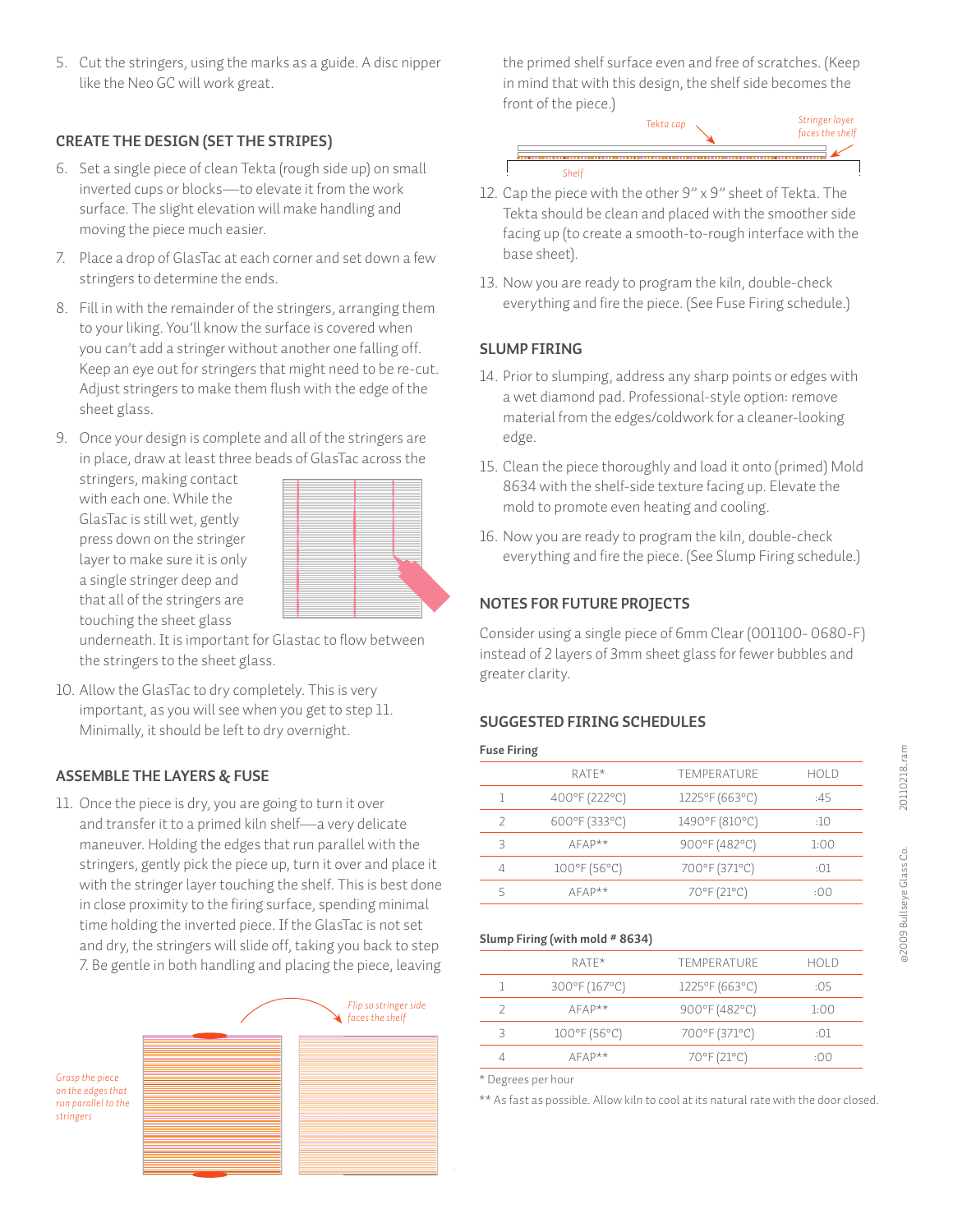5. Cut the stringers, using the marks as a guide. A disc nipper like the Neo GC will work great.

## CREATE THE DESIGN (SET THE STRIPES)

6. Set a single piece of clean Tekta (rough side up) on small inverted cups or blocks—to elevate it from the work surface. The slight elevation will make handling and moving the piece much easier.
7. Place a drop of GlasTac at each corner and set down a few stringers to determine the ends.
8. Fill in with the remainder of the stringers, arranging them to your liking. You'll know the surface is covered when you can't add a stringer without another one falling off. Keep an eye out for stringers that might need to be re-cut. Adjust stringers to make them flush with the edge of the sheet glass.
9. Once your design is complete and all of the stringers are in place, draw at least three beads of GlasTac across the stringers, making contact with each one. While the GlasTac is still wet, gently press down on the stringer layer to make sure it is only a single stringer deep and that all of the stringers are touching the sheet glass underneath. It is important for Glastac to flow between the stringers to the sheet glass.
10. Allow the GlasTac to dry completely. This is very important, as you will see when you get to step 11. Minimally, it should be left to dry overnight.

## ASSEMBLE THE LAYERS & FUSE

11. Once the piece is dry, you are going to turn it over and transfer it to a primed kiln shelf—a very delicate maneuver. Holding the edges that run parallel with the stringers, gently pick the piece up, turn it over and place it with the stringer layer touching the shelf. This is best done in close proximity to the firing surface, spending minimal time holding the inverted piece. If the GlasTac is not set and dry, the stringers will slide off, taking you back to step 7. Be gentle in both handling and placing the piece, leaving the primed shelf surface even and free of scratches. (Keep in mind that with this design, the shelf side becomes the front of the piece.)

Grasp the piece on the edges that run parallel to the stringers

Flip so stringer side faces the shelf

Tekta cap

Stringer layer faces the shelf

Shelf

12. Cap the piece with the other 9" x 9" sheet of Tekta. The Tekta should be clean and placed with the smoother side facing up (to create a smooth-to-rough interface with the base sheet).
13. Now you are ready to program the kiln, double-check everything and fire the piece. (See Fuse Firing schedule.)

## SLUMP FIRING

14. Prior to slumping, address any sharp points or edges with a wet diamond pad. Professional-style option: remove material from the edges/coldwork for a cleaner-looking edge.
15. Clean the piece thoroughly and load it onto (primed) Mold 8634 with the shelf-side texture facing up. Elevate the mold to promote even heating and cooling.
16. Now you are ready to program the kiln, double-check everything and fire the piece. (See Slump Firing schedule.)

## NOTES FOR FUTURE PROJECTS

Consider using a single piece of 6mm Clear (001100- 0680-F) instead of 2 layers of 3mm sheet glass for fewer bubbles and greater clarity.

## SUGGESTED FIRING SCHEDULES

**Fuse Firing**

| | RATE* | TEMPERATURE | HOLD |
|---|---|---|---|
| 1 | 400°F (222°C) | 1225°F (663°C) | :45 |
| 2 | 600°F (333°C) | 1490°F (810°C) | :10 |
| 3 | AFAP** | 900°F (482°C) | 1:00 |
| 4 | 100°F (56°C) | 700°F (371°C) | :01 |
| 5 | AFAP** | 70°F (21°C) | :00 |

**Slump Firing (with mold # 8634)**

| | RATE* | TEMPERATURE | HOLD |
|---|---|---|---|
| 1 | 300°F (167°C) | 1225°F (663°C) | :05 |
| 2 | AFAP** | 900°F (482°C) | 1:00 |
| 3 | 100°F (56°C) | 700°F (371°C) | :01 |
| 4 | AFAP** | 70°F (21°C) | :00 |

* Degrees per hour

** As fast as possible. Allow kiln to cool at its natural rate with the door closed.

©2009 Bullseye Glass Co. 20110218_ram